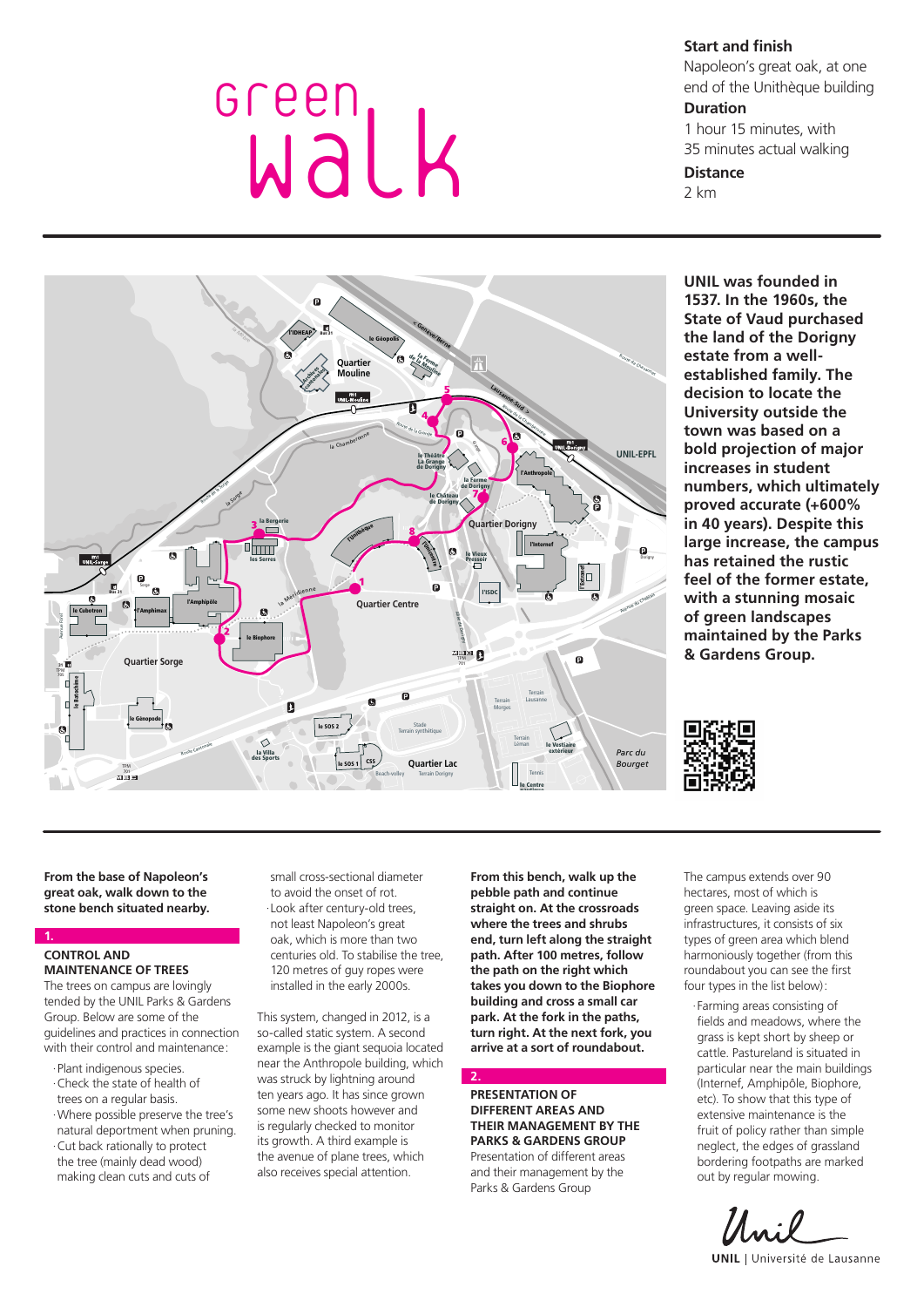# Green walk

**Start and finish**
Napoleon's great oak, at one end of the Unithèque building

**Duration**
1 hour 15 minutes, with 35 minutes actual walking

**Distance**
2 km

**UNIL was founded in 1537. In the 1960s, the State of Vaud purchased the land of the Dorigny estate from a well-established family. The decision to locate the University outside the town was based on a bold projection of major increases in student numbers, which ultimately proved accurate (+600% in 40 years). Despite this large increase, the campus has retained the rustic feel of the former estate, with a stunning mosaic of green landscapes maintained by the Parks & Gardens Group.**

**From the base of Napoleon's great oak, walk down to the stone bench situated nearby.**

## 1.

### CONTROL AND MAINTENANCE OF TREES

The trees on campus are lovingly tended by the UNIL Parks & Gardens Group. Below are some of the guidelines and practices in connection with their control and maintenance:

- Plant indigenous species.
- Check the state of health of trees on a regular basis.
- Where possible preserve the tree's natural department when pruning.
- Cut back rationally to protect the tree (mainly dead wood) making clean cuts and cuts of small cross-sectional diameter to avoid the onset of rot.
- Look after century-old trees, not least Napoleon's great oak, which is more than two centuries old. To stabilise the tree, 120 metres of guy ropes were installed in the early 2000s.

This system, changed in 2012, is a so-called static system. A second example is the giant sequoia located near the Anthropole building, which was struck by lightning around ten years ago. It has since grown some new shoots however and is regularly checked to monitor its growth. A third example is the avenue of plane trees, which also receives special attention.

**From this bench, walk up the pebble path and continue straight on. At the crossroads where the trees and shrubs end, turn left along the straight path. After 100 metres, follow the path on the right which takes you down to the Biophore building and cross a small car park. At the fork in the paths, turn right. At the next fork, you arrive at a sort of roundabout.**

## 2.

### PRESENTATION OF DIFFERENT AREAS AND THEIR MANAGEMENT BY THE PARKS & GARDENS GROUP

Presentation of different areas and their management by the Parks & Gardens Group

The campus extends over 90 hectares, most of which is green space. Leaving aside its infrastructures, it consists of six types of green area which blend harmoniously together (from this roundabout you can see the first four types in the list below):

- Farming areas consisting of fields and meadows, where the grass is kept short by sheep or cattle. Pastureland is situated in particular near the main buildings (Internef, Amphipôle, Biophore, etc). To show that this type of extensive maintenance is the fruit of policy rather than simple neglect, the edges of grassland bordering footpaths are marked out by regular mowing.

UNIL | Université de Lausanne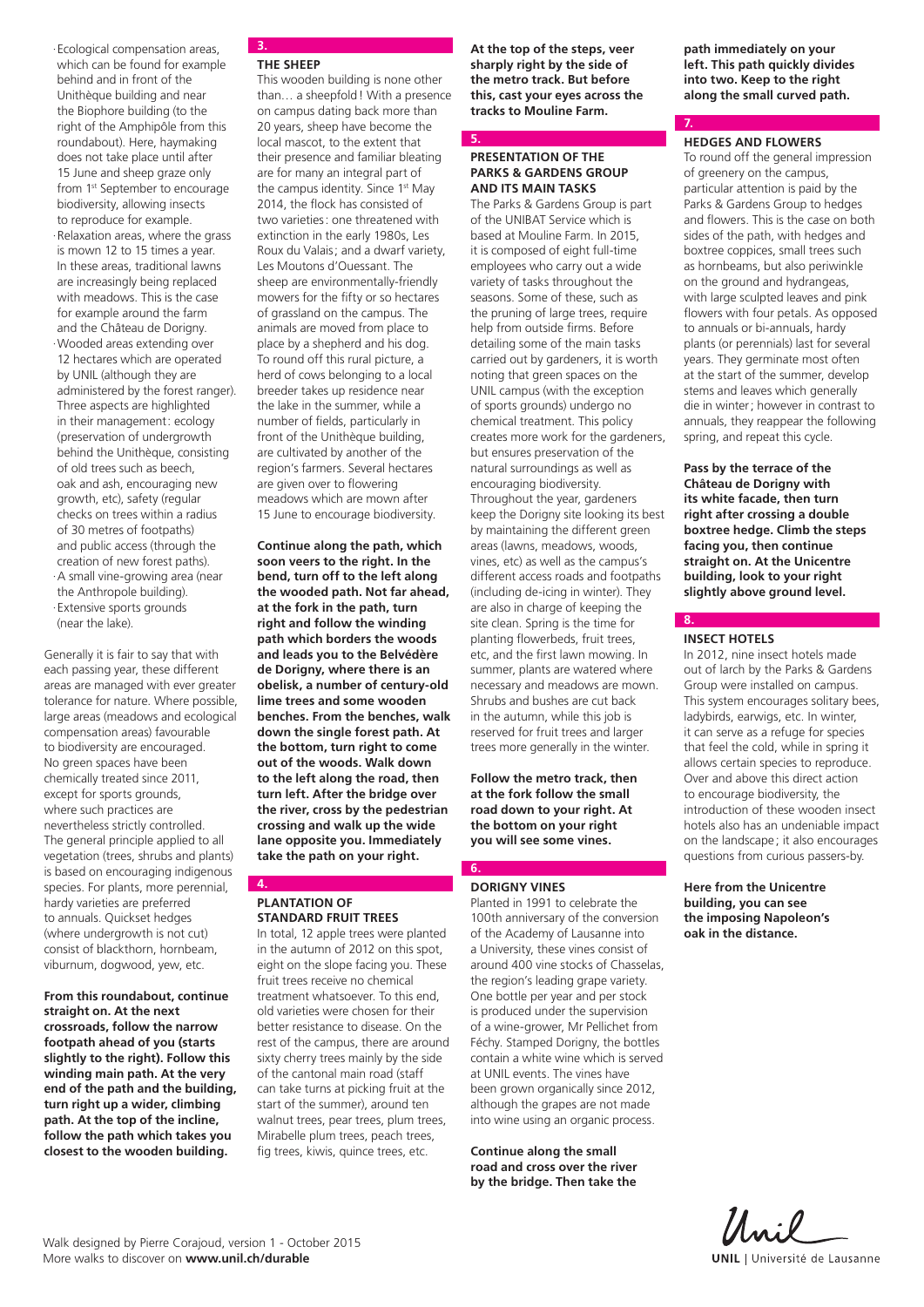- Ecological compensation areas, which can be found for example behind and in front of the Unithèque building and near the Biophore building (to the right of the Amphipôle from this roundabout). Here, haymaking does not take place until after 15 June and sheep graze only from 1st September to encourage biodiversity, allowing insects to reproduce for example.
- Relaxation areas, where the grass is mown 12 to 15 times a year. In these areas, traditional lawns are increasingly being replaced with meadows. This is the case for example around the farm and the Château de Dorigny.
- Wooded areas extending over 12 hectares which are operated by UNIL (although they are administered by the forest ranger). Three aspects are highlighted in their management: ecology (preservation of undergrowth behind the Unithèque, consisting of old trees such as beech, oak and ash, encouraging new growth, etc), safety (regular checks on trees within a radius of 30 metres of footpaths) and public access (through the creation of new forest paths).
- A small vine-growing area (near the Anthropole building).
- Extensive sports grounds (near the lake).

Generally it is fair to say that with each passing year, these different areas are managed with ever greater tolerance for nature. Where possible, large areas (meadows and ecological compensation areas) favourable to biodiversity are encouraged. No green spaces have been chemically treated since 2011, except for sports grounds, where such practices are nevertheless strictly controlled. The general principle applied to all vegetation (trees, shrubs and plants) is based on encouraging indigenous species. For plants, more perennial, hardy varieties are preferred to annuals. Quickset hedges (where undergrowth is not cut) consist of blackthorn, hornbeam, viburnum, dogwood, yew, etc.

**From this roundabout, continue straight on. At the next crossroads, follow the narrow footpath ahead of you (starts slightly to the right). Follow this winding main path. At the very end of the path and the building, turn right up a wider, climbing path. At the top of the incline, follow the path which takes you closest to the wooden building.**

## 3.

### THE SHEEP

This wooden building is none other than… a sheepfold ! With a presence on campus dating back more than 20 years, sheep have become the local mascot, to the extent that their presence and familiar bleating are for many an integral part of the campus identity. Since 1st May 2014, the flock has consisted of two varieties : one threatened with extinction in the early 1980s, Les Roux du Valais ; and a dwarf variety, Les Moutons d'Ouessant. The sheep are environmentally-friendly mowers for the fifty or so hectares of grassland on the campus. The animals are moved from place to place by a shepherd and his dog. To round off this rural picture, a herd of cows belonging to a local breeder takes up residence near the lake in the summer, while a number of fields, particularly in front of the Unithèque building, are cultivated by another of the region's farmers. Several hectares are given over to flowering meadows which are mown after 15 June to encourage biodiversity.

**Continue along the path, which soon veers to the right. In the bend, turn off to the left along the wooded path. Not far ahead, at the fork in the path, turn right and follow the winding path which borders the woods and leads you to the Belvédère de Dorigny, where there is an obelisk, a number of century-old lime trees and some wooden benches. From the benches, walk down the single forest path. At the bottom, turn right to come out of the woods. Walk down to the left along the road, then turn left. After the bridge over the river, cross by the pedestrian crossing and walk up the wide lane opposite you. Immediately take the path on your right.**

## 4.

### PLANTATION OF STANDARD FRUIT TREES

In total, 12 apple trees were planted in the autumn of 2012 on this spot, eight on the slope facing you. These fruit trees receive no chemical treatment whatsoever. To this end, old varieties were chosen for their better resistance to disease. On the rest of the campus, there are around sixty cherry trees mainly by the side of the cantonal main road (staff can take turns at picking fruit at the start of the summer), around ten walnut trees, pear trees, plum trees, Mirabelle plum trees, peach trees, fig trees, kiwis, quince trees, etc.

**At the top of the steps, veer sharply right by the side of the metro track. But before this, cast your eyes across the tracks to Mouline Farm.**

## 5.

### PRESENTATION OF THE PARKS & GARDENS GROUP AND ITS MAIN TASKS

The Parks & Gardens Group is part of the UNIBAT Service which is based at Mouline Farm. In 2015, it is composed of eight full-time employees who carry out a wide variety of tasks throughout the seasons. Some of these, such as the pruning of large trees, require help from outside firms. Before detailing some of the main tasks carried out by gardeners, it is worth noting that green spaces on the UNIL campus (with the exception of sports grounds) undergo no chemical treatment. This policy creates more work for the gardeners, but ensures preservation of the natural surroundings as well as encouraging biodiversity. Throughout the year, gardeners keep the Dorigny site looking its best by maintaining the different green areas (lawns, meadows, woods, vines, etc) as well as the campus's different access roads and footpaths (including de-icing in winter). They are also in charge of keeping the site clean. Spring is the time for planting flowerbeds, fruit trees, etc, and the first lawn mowing. In summer, plants are watered where necessary and meadows are mown. Shrubs and bushes are cut back in the autumn, while this job is reserved for fruit trees and larger trees more generally in the winter.

**Follow the metro track, then at the fork follow the small road down to your right. At the bottom on your right you will see some vines.**

## 6.

### DORIGNY VINES

Planted in 1991 to celebrate the 100th anniversary of the conversion of the Academy of Lausanne into a University, these vines consist of around 400 vine stocks of Chasselas, the region's leading grape variety. One bottle per year and per stock is produced under the supervision of a wine-grower, Mr Pellichet from Féchy. Stamped Dorigny, the bottles contain a white wine which is served at UNIL events. The vines have been grown organically since 2012, although the grapes are not made into wine using an organic process.

**Continue along the small road and cross over the river by the bridge. Then take the path immediately on your left. This path quickly divides into two. Keep to the right along the small curved path.**

## 7.

### HEDGES AND FLOWERS

To round off the general impression of greenery on the campus, particular attention is paid by the Parks & Gardens Group to hedges and flowers. This is the case on both sides of the path, with hedges and boxtree coppices, small trees such as hornbeams, but also periwinkle on the ground and hydrangeas, with large sculpted leaves and pink flowers with four petals. As opposed to annuals or bi-annuals, hardy plants (or perennials) last for several years. They germinate most often at the start of the summer, develop stems and leaves which generally die in winter ; however in contrast to annuals, they reappear the following spring, and repeat this cycle.

**Pass by the terrace of the Château de Dorigny with its white facade, then turn right after crossing a double boxtree hedge. Climb the steps facing you, then continue straight on. At the Unicentre building, look to your right slightly above ground level.**

## 8.

### INSECT HOTELS

In 2012, nine insect hotels made out of larch by the Parks & Gardens Group were installed on campus. This system encourages solitary bees, ladybirds, earwigs, etc. In winter, it can serve as a refuge for species that feel the cold, while in spring it allows certain species to reproduce. Over and above this direct action to encourage biodiversity, the introduction of these wooden insect hotels also has an undeniable impact on the landscape ; it also encourages questions from curious passers-by.

**Here from the Unicentre building, you can see the imposing Napoleon's oak in the distance.**

Walk designed by Pierre Corajoud, version 1 - October 2015
More walks to discover on **www.unil.ch/durable**

Unil
**UNIL** | Université de Lausanne